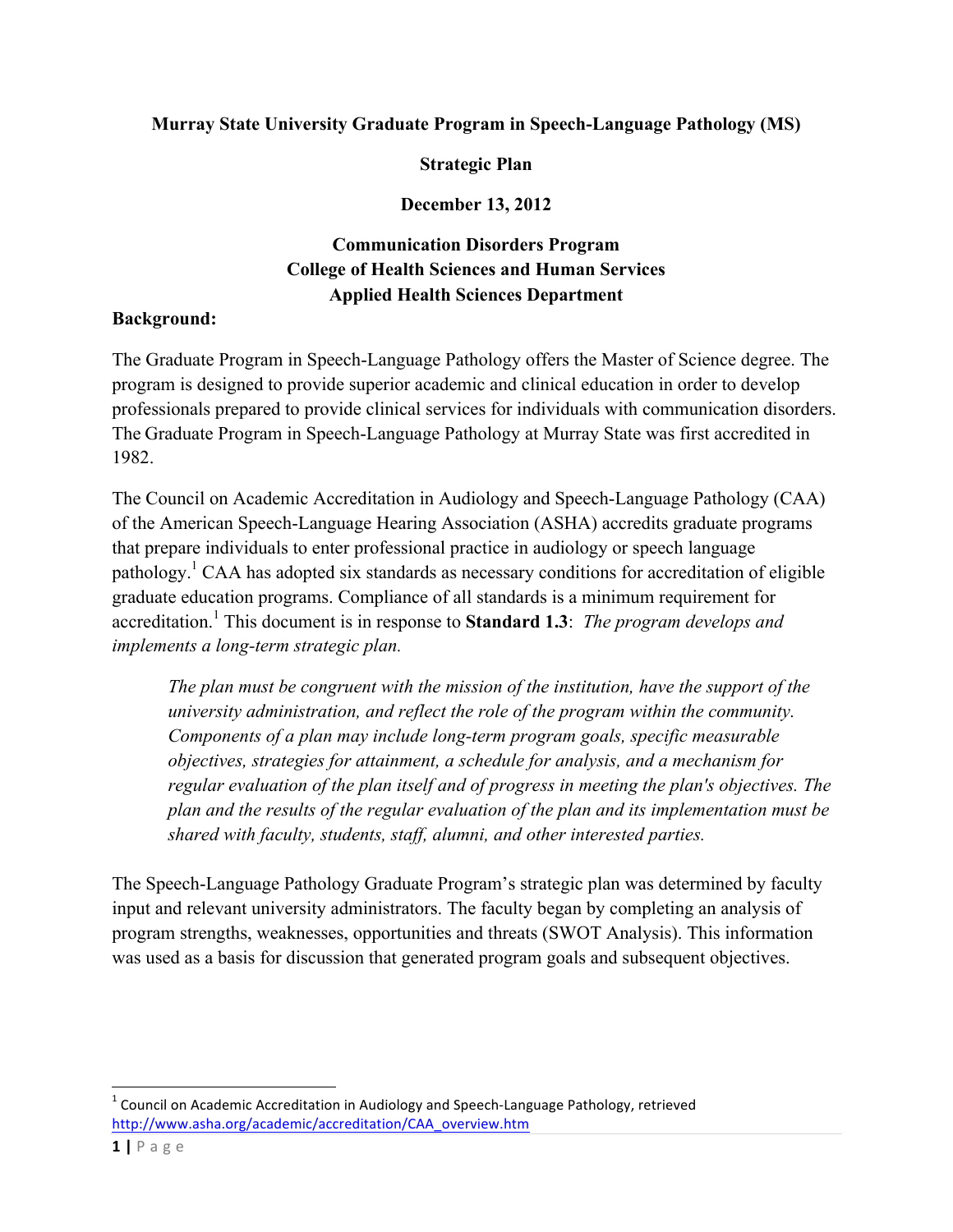**Murray State University Graduate Program in Speech-Language Pathology (MS)**

**Strategic Plan**

**December 13, 2012**

**Communication Disorders Program**
**College of Health Sciences and Human Services**
**Applied Health Sciences Department**

**Background:**

The Graduate Program in Speech-Language Pathology offers the Master of Science degree. The program is designed to provide superior academic and clinical education in order to develop professionals prepared to provide clinical services for individuals with communication disorders. The Graduate Program in Speech-Language Pathology at Murray State was first accredited in 1982.

The Council on Academic Accreditation in Audiology and Speech-Language Pathology (CAA) of the American Speech-Language Hearing Association (ASHA) accredits graduate programs that prepare individuals to enter professional practice in audiology or speech language pathology.[1] CAA has adopted six standards as necessary conditions for accreditation of eligible graduate education programs. Compliance of all standards is a minimum requirement for accreditation.[1] This document is in response to **Standard 1.3**: *The program develops and implements a long-term strategic plan.*

> *The plan must be congruent with the mission of the institution, have the support of the university administration, and reflect the role of the program within the community. Components of a plan may include long-term program goals, specific measurable objectives, strategies for attainment, a schedule for analysis, and a mechanism for regular evaluation of the plan itself and of progress in meeting the plan's objectives. The plan and the results of the regular evaluation of the plan and its implementation must be shared with faculty, students, staff, alumni, and other interested parties.*

The Speech-Language Pathology Graduate Program's strategic plan was determined by faculty input and relevant university administrators. The faculty began by completing an analysis of program strengths, weaknesses, opportunities and threats (SWOT Analysis). This information was used as a basis for discussion that generated program goals and subsequent objectives.

---

[1] Council on Academic Accreditation in Audiology and Speech-Language Pathology, retrieved http://www.asha.org/academic/accreditation/CAA_overview.htm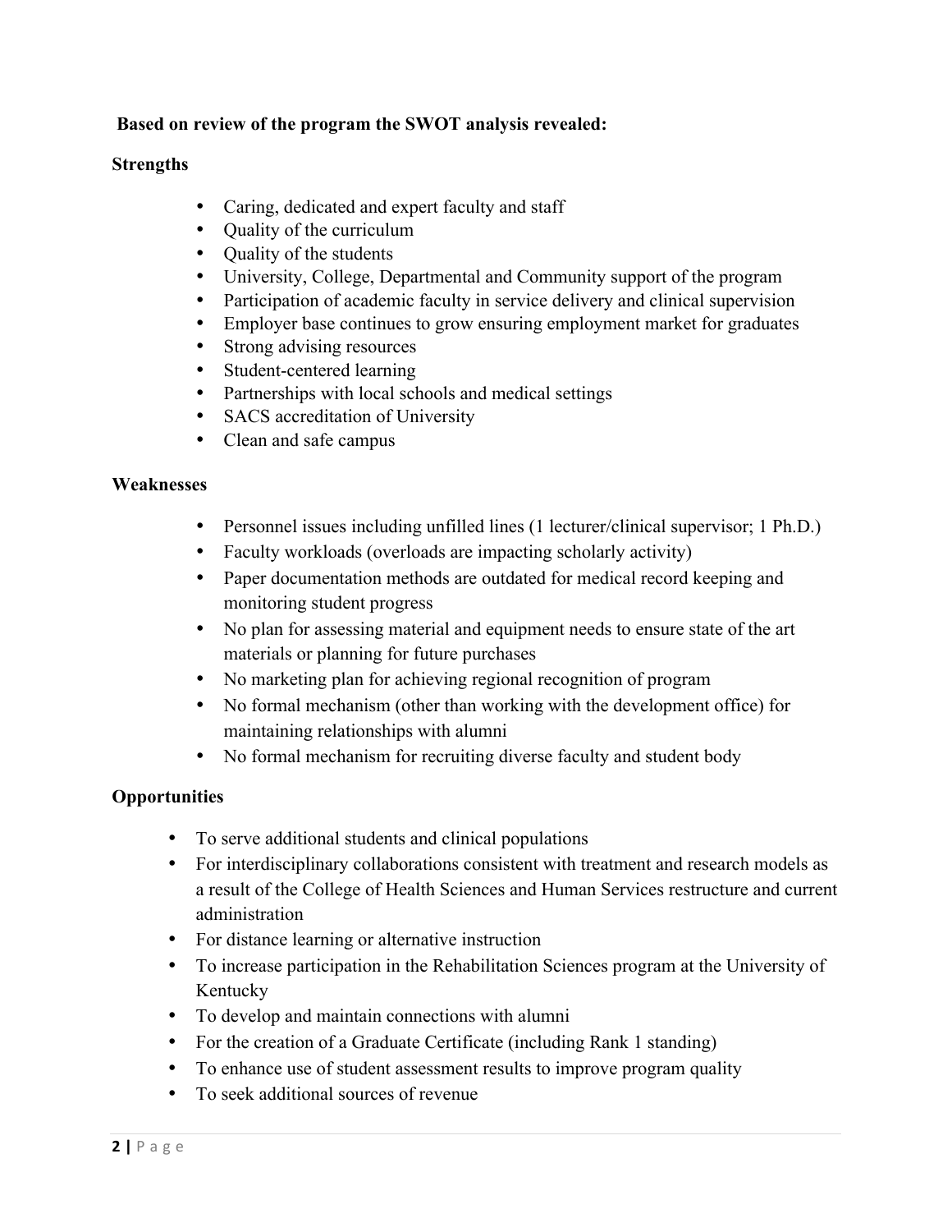**Based on review of the program the SWOT analysis revealed:**

**Strengths**

- Caring, dedicated and expert faculty and staff
- Quality of the curriculum
- Quality of the students
- University, College, Departmental and Community support of the program
- Participation of academic faculty in service delivery and clinical supervision
- Employer base continues to grow ensuring employment market for graduates
- Strong advising resources
- Student-centered learning
- Partnerships with local schools and medical settings
- SACS accreditation of University
- Clean and safe campus

**Weaknesses**

- Personnel issues including unfilled lines (1 lecturer/clinical supervisor; 1 Ph.D.)
- Faculty workloads (overloads are impacting scholarly activity)
- Paper documentation methods are outdated for medical record keeping and monitoring student progress
- No plan for assessing material and equipment needs to ensure state of the art materials or planning for future purchases
- No marketing plan for achieving regional recognition of program
- No formal mechanism (other than working with the development office) for maintaining relationships with alumni
- No formal mechanism for recruiting diverse faculty and student body

**Opportunities**

- To serve additional students and clinical populations
- For interdisciplinary collaborations consistent with treatment and research models as a result of the College of Health Sciences and Human Services restructure and current administration
- For distance learning or alternative instruction
- To increase participation in the Rehabilitation Sciences program at the University of Kentucky
- To develop and maintain connections with alumni
- For the creation of a Graduate Certificate (including Rank 1 standing)
- To enhance use of student assessment results to improve program quality
- To seek additional sources of revenue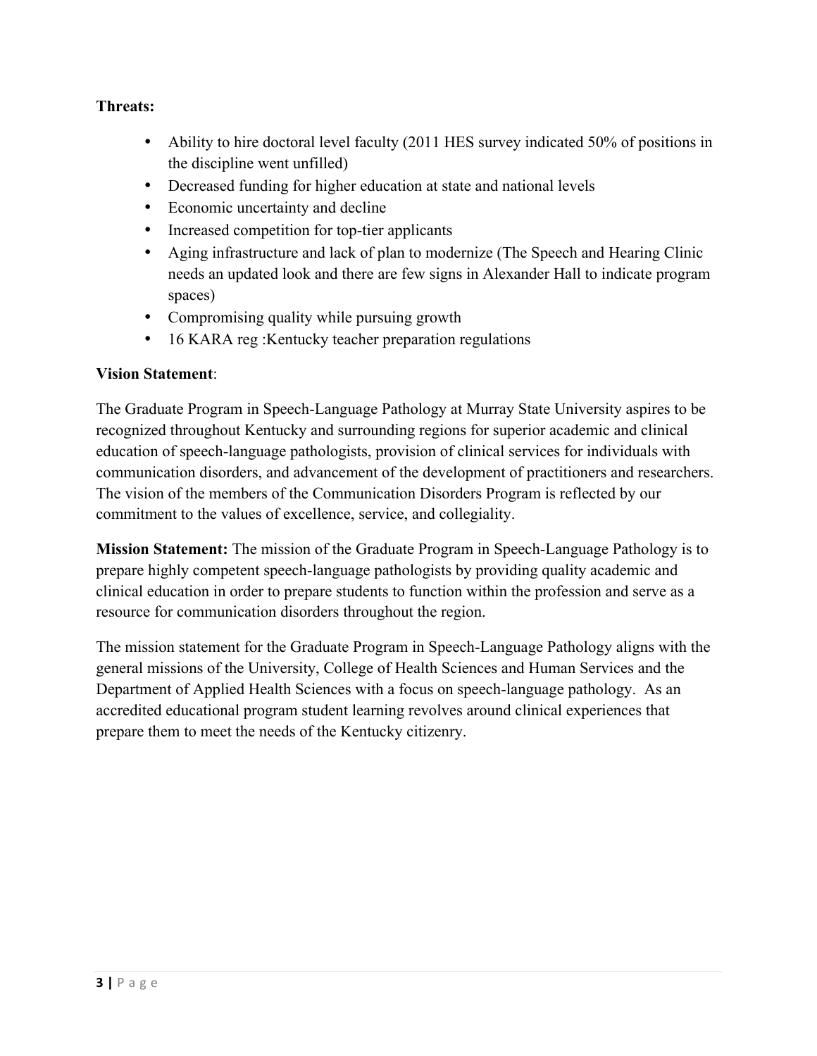**Threats:**

- Ability to hire doctoral level faculty (2011 HES survey indicated 50% of positions in the discipline went unfilled)
- Decreased funding for higher education at state and national levels
- Economic uncertainty and decline
- Increased competition for top-tier applicants
- Aging infrastructure and lack of plan to modernize (The Speech and Hearing Clinic needs an updated look and there are few signs in Alexander Hall to indicate program spaces)
- Compromising quality while pursuing growth
- 16 KARA reg :Kentucky teacher preparation regulations

**Vision Statement**:

The Graduate Program in Speech-Language Pathology at Murray State University aspires to be recognized throughout Kentucky and surrounding regions for superior academic and clinical education of speech-language pathologists, provision of clinical services for individuals with communication disorders, and advancement of the development of practitioners and researchers. The vision of the members of the Communication Disorders Program is reflected by our commitment to the values of excellence, service, and collegiality.

**Mission Statement:** The mission of the Graduate Program in Speech-Language Pathology is to prepare highly competent speech-language pathologists by providing quality academic and clinical education in order to prepare students to function within the profession and serve as a resource for communication disorders throughout the region.

The mission statement for the Graduate Program in Speech-Language Pathology aligns with the general missions of the University, College of Health Sciences and Human Services and the Department of Applied Health Sciences with a focus on speech-language pathology. As an accredited educational program student learning revolves around clinical experiences that prepare them to meet the needs of the Kentucky citizenry.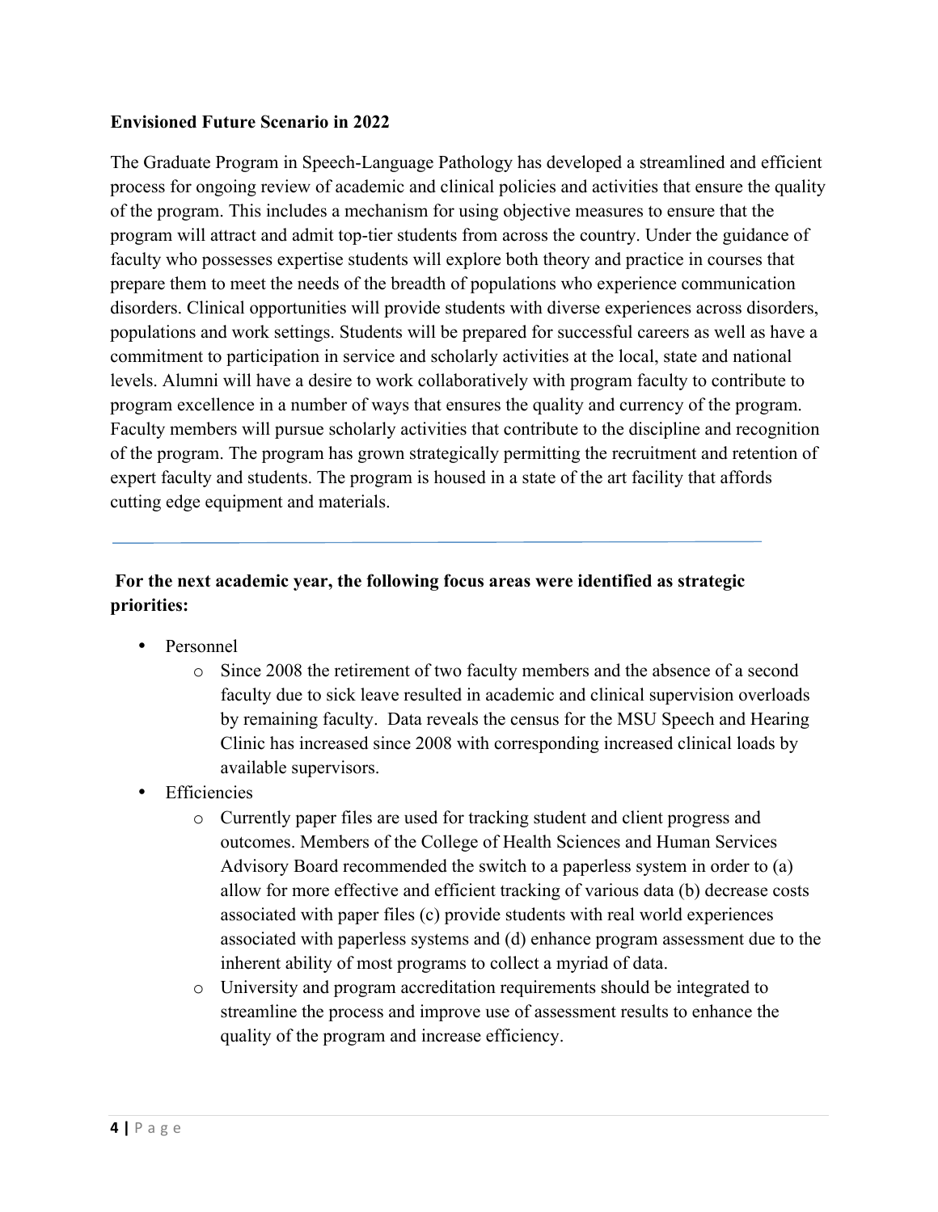**Envisioned Future Scenario in 2022**

The Graduate Program in Speech-Language Pathology has developed a streamlined and efficient process for ongoing review of academic and clinical policies and activities that ensure the quality of the program. This includes a mechanism for using objective measures to ensure that the program will attract and admit top-tier students from across the country. Under the guidance of faculty who possesses expertise students will explore both theory and practice in courses that prepare them to meet the needs of the breadth of populations who experience communication disorders. Clinical opportunities will provide students with diverse experiences across disorders, populations and work settings. Students will be prepared for successful careers as well as have a commitment to participation in service and scholarly activities at the local, state and national levels. Alumni will have a desire to work collaboratively with program faculty to contribute to program excellence in a number of ways that ensures the quality and currency of the program. Faculty members will pursue scholarly activities that contribute to the discipline and recognition of the program. The program has grown strategically permitting the recruitment and retention of expert faculty and students. The program is housed in a state of the art facility that affords cutting edge equipment and materials.

---

**For the next academic year, the following focus areas were identified as strategic priorities:**

- Personnel
  - Since 2008 the retirement of two faculty members and the absence of a second faculty due to sick leave resulted in academic and clinical supervision overloads by remaining faculty. Data reveals the census for the MSU Speech and Hearing Clinic has increased since 2008 with corresponding increased clinical loads by available supervisors.
- Efficiencies
  - Currently paper files are used for tracking student and client progress and outcomes. Members of the College of Health Sciences and Human Services Advisory Board recommended the switch to a paperless system in order to (a) allow for more effective and efficient tracking of various data (b) decrease costs associated with paper files (c) provide students with real world experiences associated with paperless systems and (d) enhance program assessment due to the inherent ability of most programs to collect a myriad of data.
  - University and program accreditation requirements should be integrated to streamline the process and improve use of assessment results to enhance the quality of the program and increase efficiency.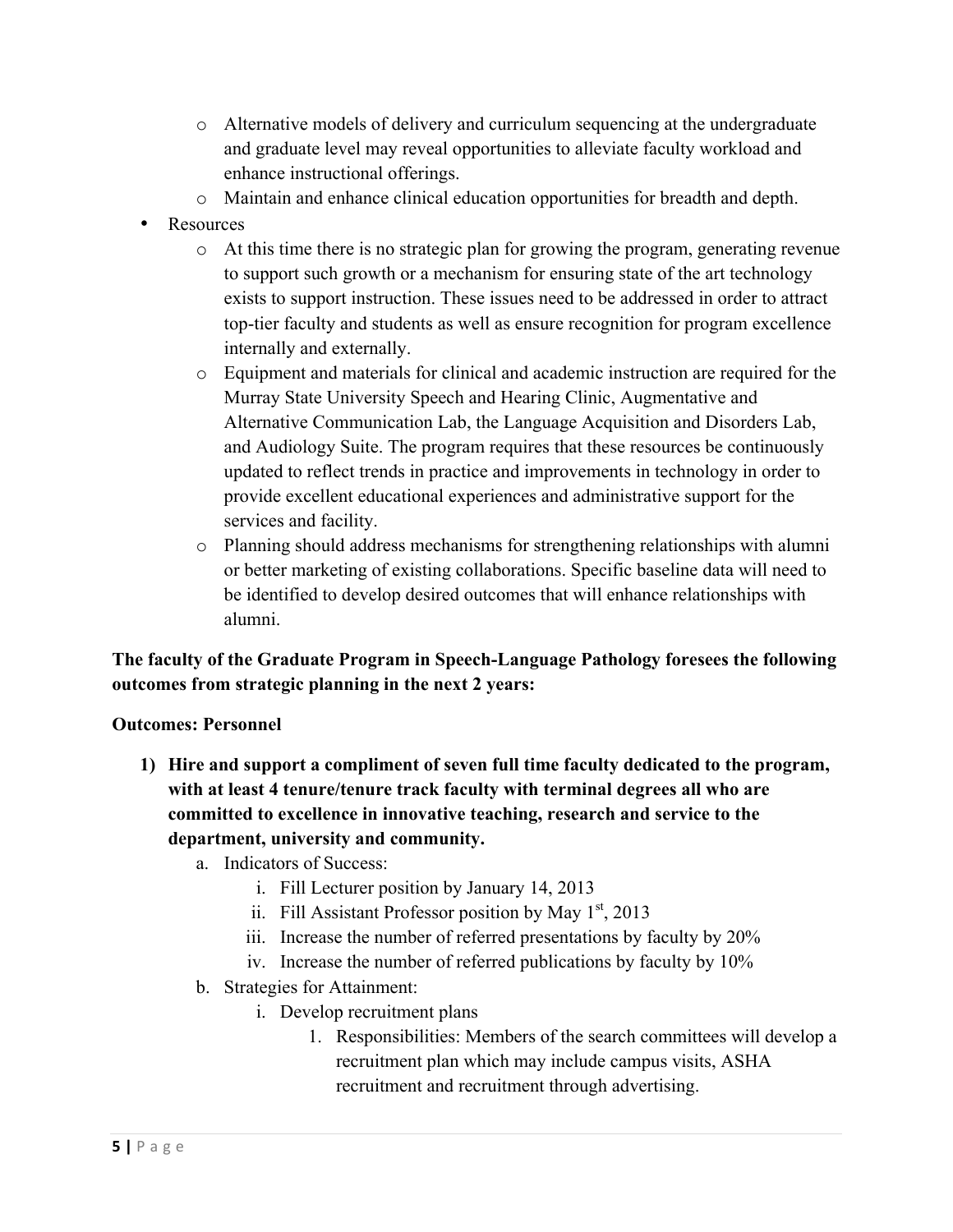- Alternative models of delivery and curriculum sequencing at the undergraduate and graduate level may reveal opportunities to alleviate faculty workload and enhance instructional offerings.
  - Maintain and enhance clinical education opportunities for breadth and depth.
- Resources
  - At this time there is no strategic plan for growing the program, generating revenue to support such growth or a mechanism for ensuring state of the art technology exists to support instruction. These issues need to be addressed in order to attract top-tier faculty and students as well as ensure recognition for program excellence internally and externally.
  - Equipment and materials for clinical and academic instruction are required for the Murray State University Speech and Hearing Clinic, Augmentative and Alternative Communication Lab, the Language Acquisition and Disorders Lab, and Audiology Suite. The program requires that these resources be continuously updated to reflect trends in practice and improvements in technology in order to provide excellent educational experiences and administrative support for the services and facility.
  - Planning should address mechanisms for strengthening relationships with alumni or better marketing of existing collaborations. Specific baseline data will need to be identified to develop desired outcomes that will enhance relationships with alumni.

**The faculty of the Graduate Program in Speech-Language Pathology foresees the following outcomes from strategic planning in the next 2 years:**

**Outcomes: Personnel**

1) **Hire and support a compliment of seven full time faculty dedicated to the program, with at least 4 tenure/tenure track faculty with terminal degrees all who are committed to excellence in innovative teaching, research and service to the department, university and community.**
   a. Indicators of Success:
      i. Fill Lecturer position by January 14, 2013
      ii. Fill Assistant Professor position by May 1st, 2013
      iii. Increase the number of referred presentations by faculty by 20%
      iv. Increase the number of referred publications by faculty by 10%
   b. Strategies for Attainment:
      i. Develop recruitment plans
         1. Responsibilities: Members of the search committees will develop a recruitment plan which may include campus visits, ASHA recruitment and recruitment through advertising.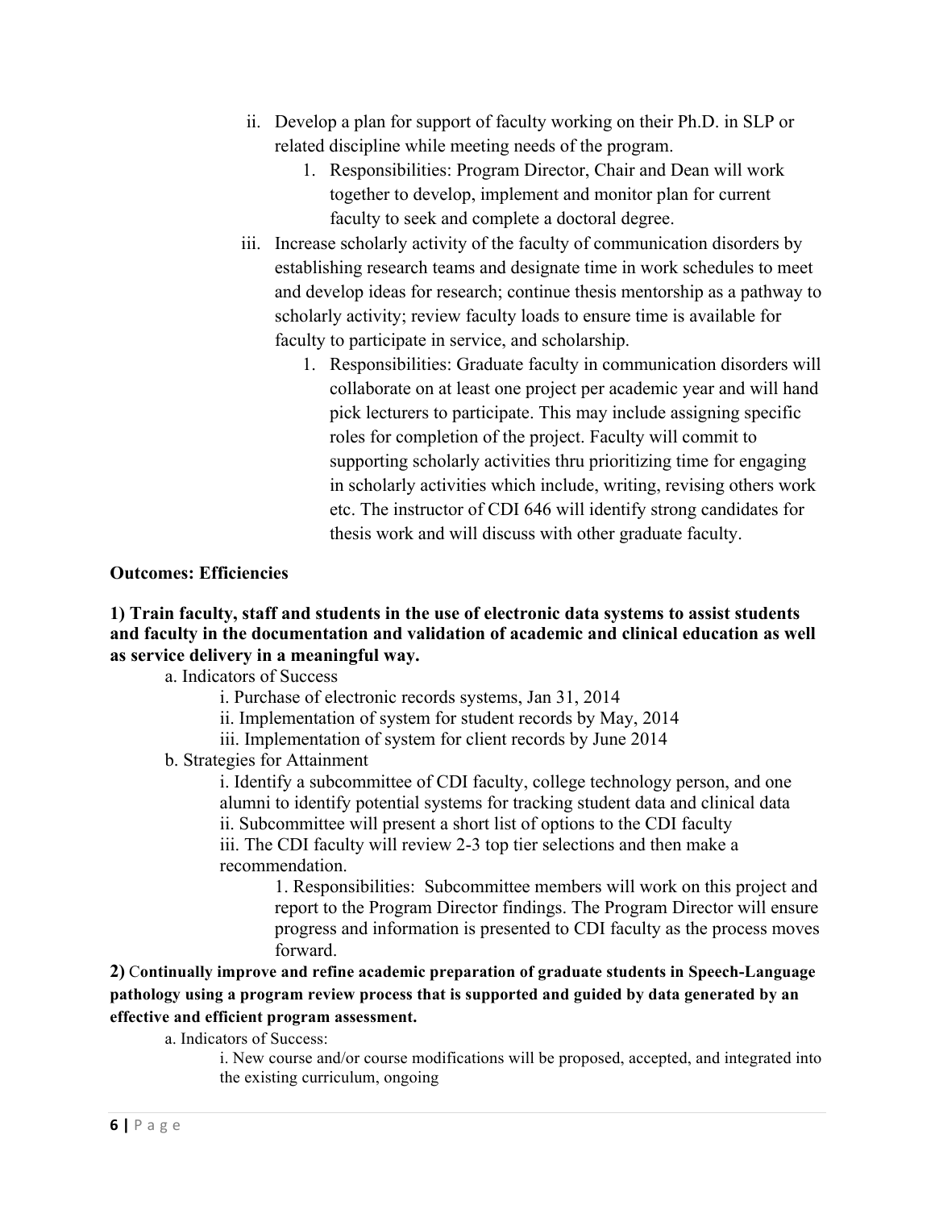ii. Develop a plan for support of faculty working on their Ph.D. in SLP or related discipline while meeting needs of the program.

1. Responsibilities: Program Director, Chair and Dean will work together to develop, implement and monitor plan for current faculty to seek and complete a doctoral degree.

iii. Increase scholarly activity of the faculty of communication disorders by establishing research teams and designate time in work schedules to meet and develop ideas for research; continue thesis mentorship as a pathway to scholarly activity; review faculty loads to ensure time is available for faculty to participate in service, and scholarship.

1. Responsibilities: Graduate faculty in communication disorders will collaborate on at least one project per academic year and will hand pick lecturers to participate. This may include assigning specific roles for completion of the project. Faculty will commit to supporting scholarly activities thru prioritizing time for engaging in scholarly activities which include, writing, revising others work etc. The instructor of CDI 646 will identify strong candidates for thesis work and will discuss with other graduate faculty.

**Outcomes: Efficiencies**

**1) Train faculty, staff and students in the use of electronic data systems to assist students and faculty in the documentation and validation of academic and clinical education as well as service delivery in a meaningful way.**

a. Indicators of Success

i. Purchase of electronic records systems, Jan 31, 2014

ii. Implementation of system for student records by May, 2014

iii. Implementation of system for client records by June 2014

b. Strategies for Attainment

i. Identify a subcommittee of CDI faculty, college technology person, and one alumni to identify potential systems for tracking student data and clinical data

ii. Subcommittee will present a short list of options to the CDI faculty

iii. The CDI faculty will review 2-3 top tier selections and then make a recommendation.

1. Responsibilities: Subcommittee members will work on this project and report to the Program Director findings. The Program Director will ensure progress and information is presented to CDI faculty as the process moves forward.

**2) Continually improve and refine academic preparation of graduate students in Speech-Language pathology using a program review process that is supported and guided by data generated by an effective and efficient program assessment.**

a. Indicators of Success:

i. New course and/or course modifications will be proposed, accepted, and integrated into the existing curriculum, ongoing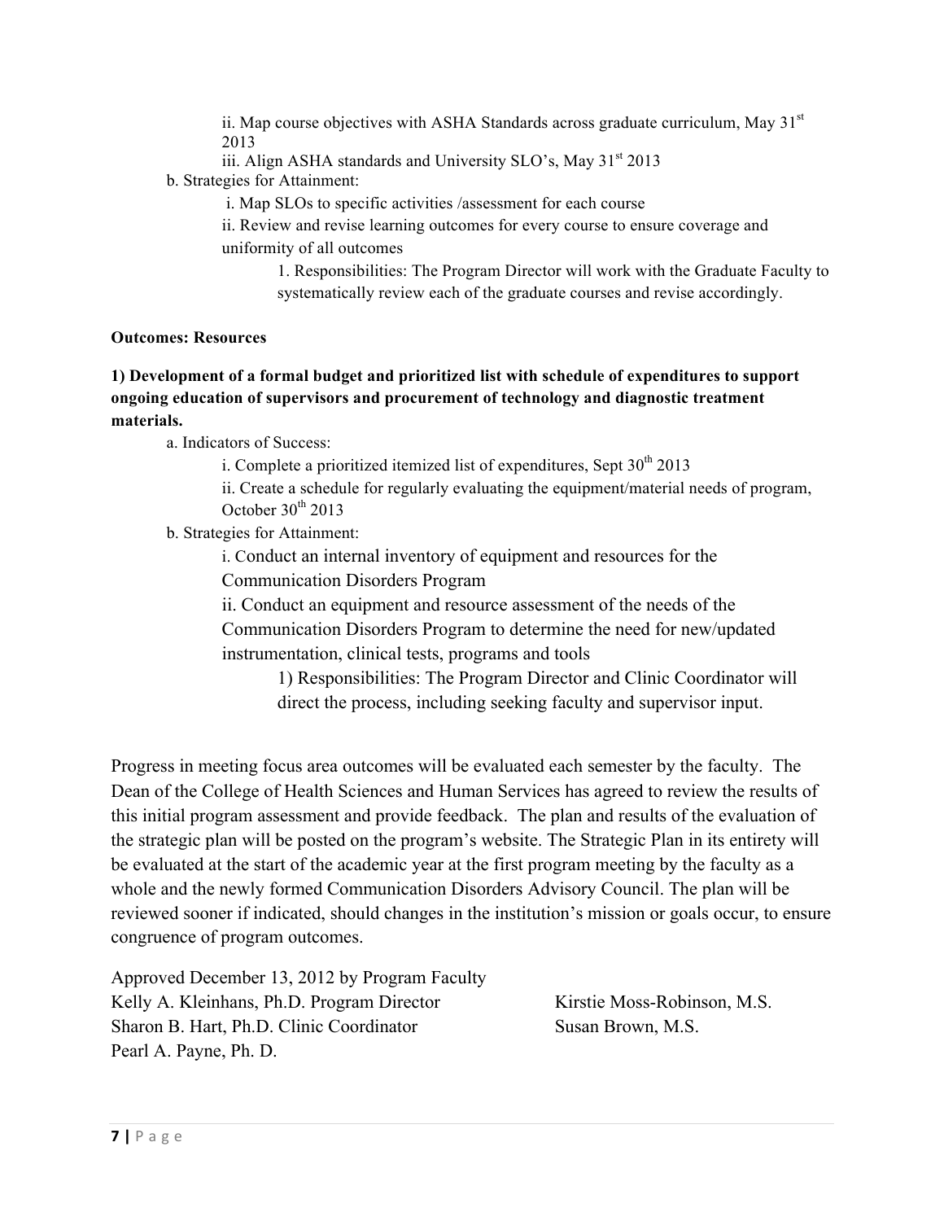ii. Map course objectives with ASHA Standards across graduate curriculum, May 31st 2013

iii. Align ASHA standards and University SLO's, May 31st 2013

b. Strategies for Attainment:

i. Map SLOs to specific activities /assessment for each course

ii. Review and revise learning outcomes for every course to ensure coverage and uniformity of all outcomes

1. Responsibilities: The Program Director will work with the Graduate Faculty to systematically review each of the graduate courses and revise accordingly.

**Outcomes: Resources**

**1) Development of a formal budget and prioritized list with schedule of expenditures to support ongoing education of supervisors and procurement of technology and diagnostic treatment materials.**

a. Indicators of Success:

i. Complete a prioritized itemized list of expenditures, Sept 30th 2013

ii. Create a schedule for regularly evaluating the equipment/material needs of program, October 30th 2013

b. Strategies for Attainment:

i. Conduct an internal inventory of equipment and resources for the Communication Disorders Program

ii. Conduct an equipment and resource assessment of the needs of the Communication Disorders Program to determine the need for new/updated instrumentation, clinical tests, programs and tools

1) Responsibilities: The Program Director and Clinic Coordinator will direct the process, including seeking faculty and supervisor input.

Progress in meeting focus area outcomes will be evaluated each semester by the faculty. The Dean of the College of Health Sciences and Human Services has agreed to review the results of this initial program assessment and provide feedback. The plan and results of the evaluation of the strategic plan will be posted on the program's website. The Strategic Plan in its entirety will be evaluated at the start of the academic year at the first program meeting by the faculty as a whole and the newly formed Communication Disorders Advisory Council. The plan will be reviewed sooner if indicated, should changes in the institution's mission or goals occur, to ensure congruence of program outcomes.

Approved December 13, 2012 by Program Faculty

Kelly A. Kleinhans, Ph.D. Program Director

Sharon B. Hart, Ph.D. Clinic Coordinator

Pearl A. Payne, Ph. D.

Kirstie Moss-Robinson, M.S.

Susan Brown, M.S.